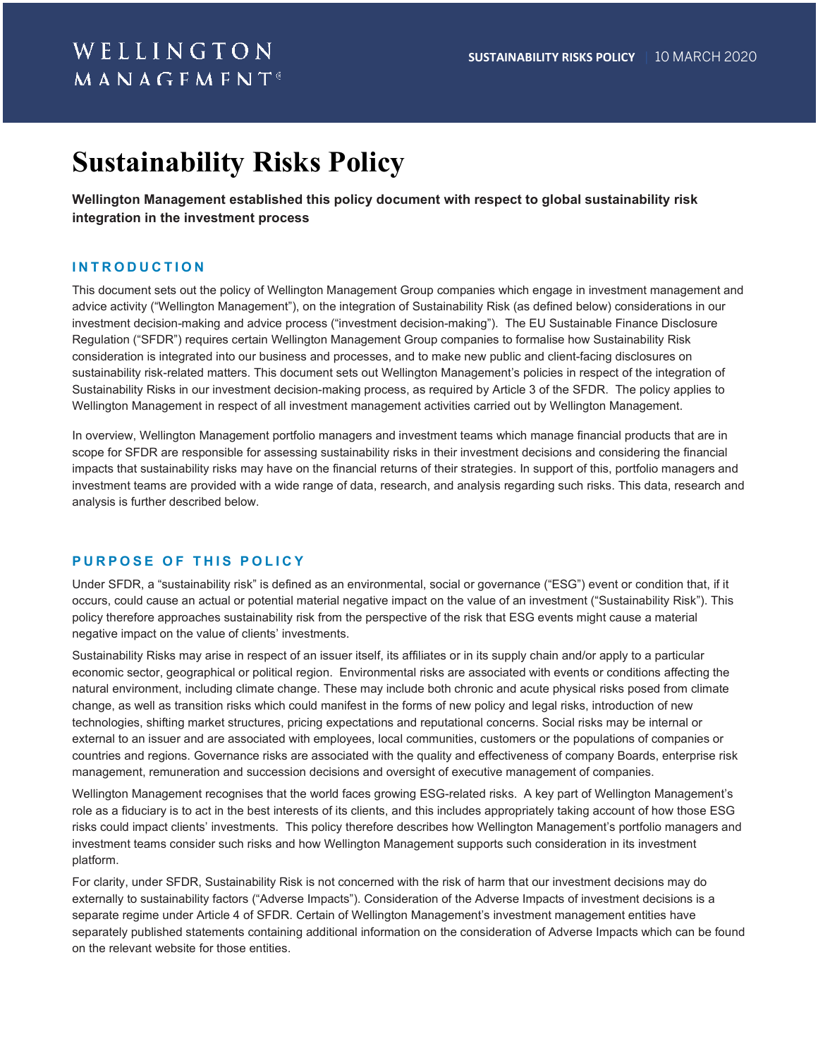WELLINGTON MANAGEMENT

SUSTAINABILITY RISKS POLICY | 10 MARCH 2020

# Sustainability Risks Policy

**Wellington Management established this policy document with respect to global sustainability risk integration in the investment process**

## INTRODUCTION

This document sets out the policy of Wellington Management Group companies which engage in investment management and advice activity ("Wellington Management"), on the integration of Sustainability Risk (as defined below) considerations in our investment decision-making and advice process ("investment decision-making"). The EU Sustainable Finance Disclosure Regulation ("SFDR") requires certain Wellington Management Group companies to formalise how Sustainability Risk consideration is integrated into our business and processes, and to make new public and client-facing disclosures on sustainability risk-related matters. This document sets out Wellington Management's policies in respect of the integration of Sustainability Risks in our investment decision-making process, as required by Article 3 of the SFDR. The policy applies to Wellington Management in respect of all investment management activities carried out by Wellington Management.

In overview, Wellington Management portfolio managers and investment teams which manage financial products that are in scope for SFDR are responsible for assessing sustainability risks in their investment decisions and considering the financial impacts that sustainability risks may have on the financial returns of their strategies. In support of this, portfolio managers and investment teams are provided with a wide range of data, research, and analysis regarding such risks. This data, research and analysis is further described below.

## PURPOSE OF THIS POLICY

Under SFDR, a "sustainability risk" is defined as an environmental, social or governance ("ESG") event or condition that, if it occurs, could cause an actual or potential material negative impact on the value of an investment ("Sustainability Risk"). This policy therefore approaches sustainability risk from the perspective of the risk that ESG events might cause a material negative impact on the value of clients' investments.

Sustainability Risks may arise in respect of an issuer itself, its affiliates or in its supply chain and/or apply to a particular economic sector, geographical or political region. Environmental risks are associated with events or conditions affecting the natural environment, including climate change. These may include both chronic and acute physical risks posed from climate change, as well as transition risks which could manifest in the forms of new policy and legal risks, introduction of new technologies, shifting market structures, pricing expectations and reputational concerns. Social risks may be internal or external to an issuer and are associated with employees, local communities, customers or the populations of companies or countries and regions. Governance risks are associated with the quality and effectiveness of company Boards, enterprise risk management, remuneration and succession decisions and oversight of executive management of companies.

Wellington Management recognises that the world faces growing ESG-related risks. A key part of Wellington Management's role as a fiduciary is to act in the best interests of its clients, and this includes appropriately taking account of how those ESG risks could impact clients' investments. This policy therefore describes how Wellington Management's portfolio managers and investment teams consider such risks and how Wellington Management supports such consideration in its investment platform.

For clarity, under SFDR, Sustainability Risk is not concerned with the risk of harm that our investment decisions may do externally to sustainability factors ("Adverse Impacts"). Consideration of the Adverse Impacts of investment decisions is a separate regime under Article 4 of SFDR. Certain of Wellington Management's investment management entities have separately published statements containing additional information on the consideration of Adverse Impacts which can be found on the relevant website for those entities.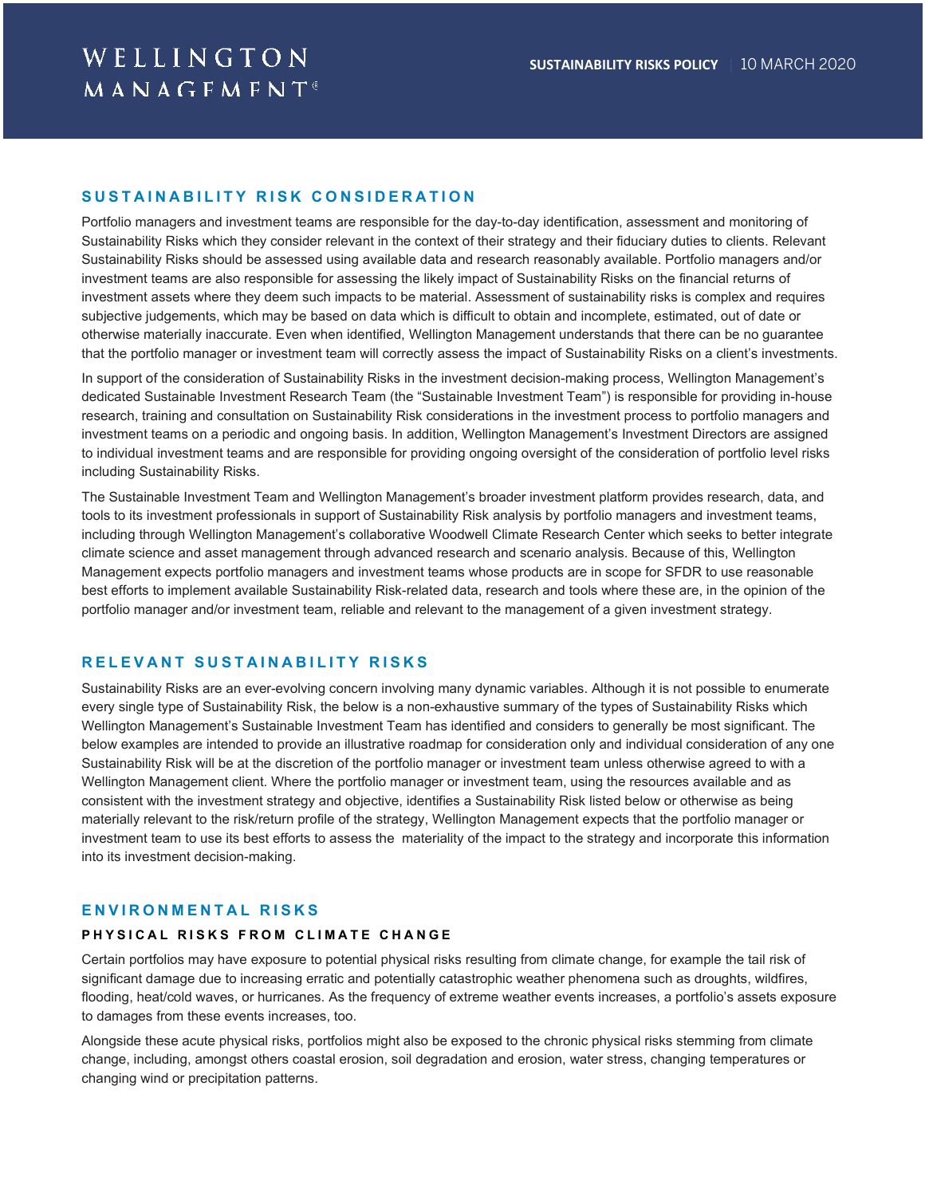## SUSTAINABILITY RISK CONSIDERATION

Portfolio managers and investment teams are responsible for the day-to-day identification, assessment and monitoring of Sustainability Risks which they consider relevant in the context of their strategy and their fiduciary duties to clients. Relevant Sustainability Risks should be assessed using available data and research reasonably available. Portfolio managers and/or investment teams are also responsible for assessing the likely impact of Sustainability Risks on the financial returns of investment assets where they deem such impacts to be material. Assessment of sustainability risks is complex and requires subjective judgements, which may be based on data which is difficult to obtain and incomplete, estimated, out of date or otherwise materially inaccurate. Even when identified, Wellington Management understands that there can be no guarantee that the portfolio manager or investment team will correctly assess the impact of Sustainability Risks on a client's investments.

In support of the consideration of Sustainability Risks in the investment decision-making process, Wellington Management's dedicated Sustainable Investment Research Team (the "Sustainable Investment Team") is responsible for providing in-house research, training and consultation on Sustainability Risk considerations in the investment process to portfolio managers and investment teams on a periodic and ongoing basis. In addition, Wellington Management's Investment Directors are assigned to individual investment teams and are responsible for providing ongoing oversight of the consideration of portfolio level risks including Sustainability Risks.

The Sustainable Investment Team and Wellington Management's broader investment platform provides research, data, and tools to its investment professionals in support of Sustainability Risk analysis by portfolio managers and investment teams, including through Wellington Management's collaborative Woodwell Climate Research Center which seeks to better integrate climate science and asset management through advanced research and scenario analysis. Because of this, Wellington Management expects portfolio managers and investment teams whose products are in scope for SFDR to use reasonable best efforts to implement available Sustainability Risk-related data, research and tools where these are, in the opinion of the portfolio manager and/or investment team, reliable and relevant to the management of a given investment strategy.

## RELEVANT SUSTAINABILITY RISKS

Sustainability Risks are an ever-evolving concern involving many dynamic variables. Although it is not possible to enumerate every single type of Sustainability Risk, the below is a non-exhaustive summary of the types of Sustainability Risks which Wellington Management's Sustainable Investment Team has identified and considers to generally be most significant. The below examples are intended to provide an illustrative roadmap for consideration only and individual consideration of any one Sustainability Risk will be at the discretion of the portfolio manager or investment team unless otherwise agreed to with a Wellington Management client. Where the portfolio manager or investment team, using the resources available and as consistent with the investment strategy and objective, identifies a Sustainability Risk listed below or otherwise as being materially relevant to the risk/return profile of the strategy, Wellington Management expects that the portfolio manager or investment team to use its best efforts to assess the materiality of the impact to the strategy and incorporate this information into its investment decision-making.

## ENVIRONMENTAL RISKS

### PHYSICAL RISKS FROM CLIMATE CHANGE

Certain portfolios may have exposure to potential physical risks resulting from climate change, for example the tail risk of significant damage due to increasing erratic and potentially catastrophic weather phenomena such as droughts, wildfires, flooding, heat/cold waves, or hurricanes. As the frequency of extreme weather events increases, a portfolio's assets exposure to damages from these events increases, too.

Alongside these acute physical risks, portfolios might also be exposed to the chronic physical risks stemming from climate change, including, amongst others coastal erosion, soil degradation and erosion, water stress, changing temperatures or changing wind or precipitation patterns.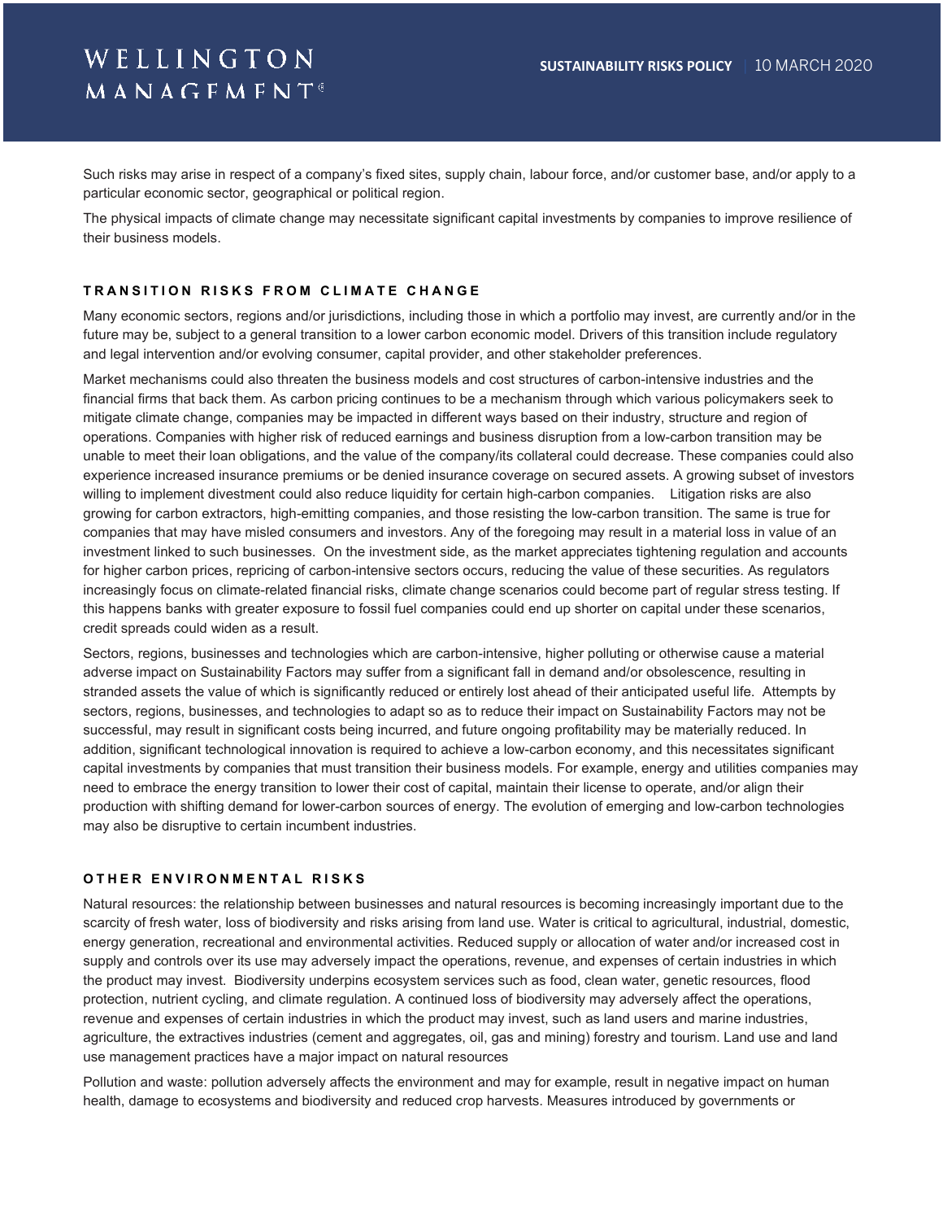Such risks may arise in respect of a company's fixed sites, supply chain, labour force, and/or customer base, and/or apply to a particular economic sector, geographical or political region.

The physical impacts of climate change may necessitate significant capital investments by companies to improve resilience of their business models.

### TRANSITION RISKS FROM CLIMATE CHANGE

Many economic sectors, regions and/or jurisdictions, including those in which a portfolio may invest, are currently and/or in the future may be, subject to a general transition to a lower carbon economic model. Drivers of this transition include regulatory and legal intervention and/or evolving consumer, capital provider, and other stakeholder preferences.

Market mechanisms could also threaten the business models and cost structures of carbon-intensive industries and the financial firms that back them. As carbon pricing continues to be a mechanism through which various policymakers seek to mitigate climate change, companies may be impacted in different ways based on their industry, structure and region of operations. Companies with higher risk of reduced earnings and business disruption from a low-carbon transition may be unable to meet their loan obligations, and the value of the company/its collateral could decrease. These companies could also experience increased insurance premiums or be denied insurance coverage on secured assets. A growing subset of investors willing to implement divestment could also reduce liquidity for certain high-carbon companies. Litigation risks are also growing for carbon extractors, high-emitting companies, and those resisting the low-carbon transition. The same is true for companies that may have misled consumers and investors. Any of the foregoing may result in a material loss in value of an investment linked to such businesses. On the investment side, as the market appreciates tightening regulation and accounts for higher carbon prices, repricing of carbon-intensive sectors occurs, reducing the value of these securities. As regulators increasingly focus on climate-related financial risks, climate change scenarios could become part of regular stress testing. If this happens banks with greater exposure to fossil fuel companies could end up shorter on capital under these scenarios, credit spreads could widen as a result.

Sectors, regions, businesses and technologies which are carbon-intensive, higher polluting or otherwise cause a material adverse impact on Sustainability Factors may suffer from a significant fall in demand and/or obsolescence, resulting in stranded assets the value of which is significantly reduced or entirely lost ahead of their anticipated useful life. Attempts by sectors, regions, businesses, and technologies to adapt so as to reduce their impact on Sustainability Factors may not be successful, may result in significant costs being incurred, and future ongoing profitability may be materially reduced. In addition, significant technological innovation is required to achieve a low-carbon economy, and this necessitates significant capital investments by companies that must transition their business models. For example, energy and utilities companies may need to embrace the energy transition to lower their cost of capital, maintain their license to operate, and/or align their production with shifting demand for lower-carbon sources of energy. The evolution of emerging and low-carbon technologies may also be disruptive to certain incumbent industries.

### OTHER ENVIRONMENTAL RISKS

Natural resources: the relationship between businesses and natural resources is becoming increasingly important due to the scarcity of fresh water, loss of biodiversity and risks arising from land use. Water is critical to agricultural, industrial, domestic, energy generation, recreational and environmental activities. Reduced supply or allocation of water and/or increased cost in supply and controls over its use may adversely impact the operations, revenue, and expenses of certain industries in which the product may invest. Biodiversity underpins ecosystem services such as food, clean water, genetic resources, flood protection, nutrient cycling, and climate regulation. A continued loss of biodiversity may adversely affect the operations, revenue and expenses of certain industries in which the product may invest, such as land users and marine industries, agriculture, the extractives industries (cement and aggregates, oil, gas and mining) forestry and tourism. Land use and land use management practices have a major impact on natural resources

Pollution and waste: pollution adversely affects the environment and may for example, result in negative impact on human health, damage to ecosystems and biodiversity and reduced crop harvests. Measures introduced by governments or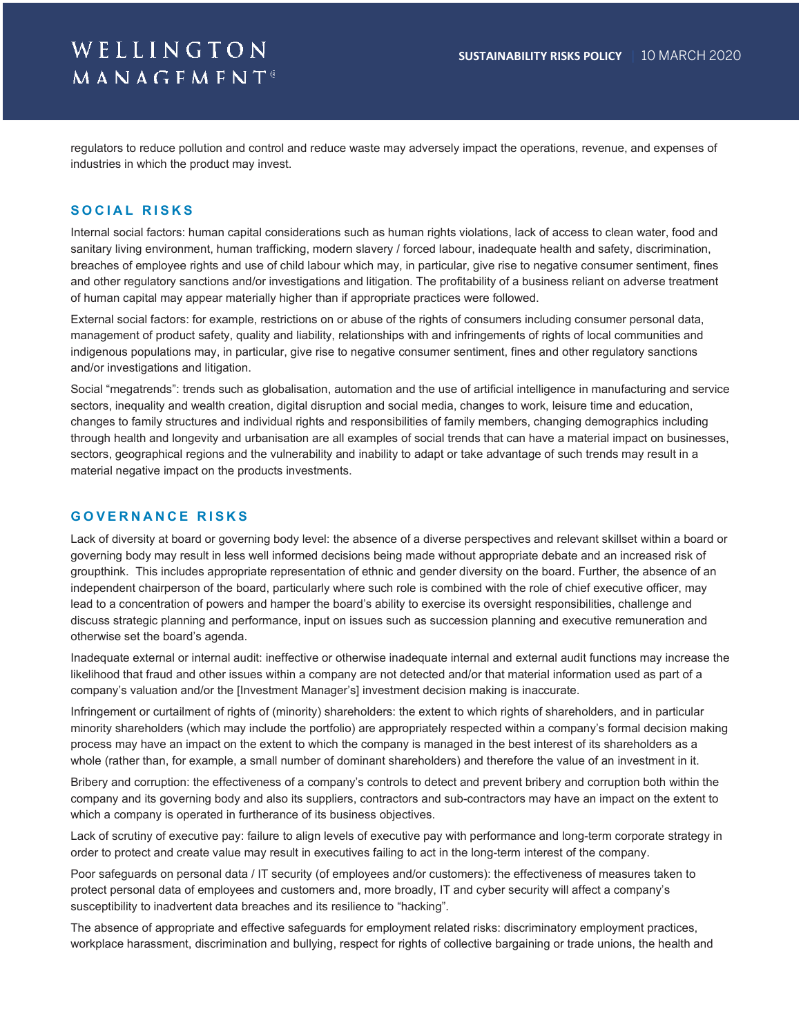regulators to reduce pollution and control and reduce waste may adversely impact the operations, revenue, and expenses of industries in which the product may invest.

## SOCIAL RISKS

Internal social factors: human capital considerations such as human rights violations, lack of access to clean water, food and sanitary living environment, human trafficking, modern slavery / forced labour, inadequate health and safety, discrimination, breaches of employee rights and use of child labour which may, in particular, give rise to negative consumer sentiment, fines and other regulatory sanctions and/or investigations and litigation. The profitability of a business reliant on adverse treatment of human capital may appear materially higher than if appropriate practices were followed.

External social factors: for example, restrictions on or abuse of the rights of consumers including consumer personal data, management of product safety, quality and liability, relationships with and infringements of rights of local communities and indigenous populations may, in particular, give rise to negative consumer sentiment, fines and other regulatory sanctions and/or investigations and litigation.

Social "megatrends": trends such as globalisation, automation and the use of artificial intelligence in manufacturing and service sectors, inequality and wealth creation, digital disruption and social media, changes to work, leisure time and education, changes to family structures and individual rights and responsibilities of family members, changing demographics including through health and longevity and urbanisation are all examples of social trends that can have a material impact on businesses, sectors, geographical regions and the vulnerability and inability to adapt or take advantage of such trends may result in a material negative impact on the products investments.

## GOVERNANCE RISKS

Lack of diversity at board or governing body level: the absence of a diverse perspectives and relevant skillset within a board or governing body may result in less well informed decisions being made without appropriate debate and an increased risk of groupthink. This includes appropriate representation of ethnic and gender diversity on the board. Further, the absence of an independent chairperson of the board, particularly where such role is combined with the role of chief executive officer, may lead to a concentration of powers and hamper the board's ability to exercise its oversight responsibilities, challenge and discuss strategic planning and performance, input on issues such as succession planning and executive remuneration and otherwise set the board's agenda.

Inadequate external or internal audit: ineffective or otherwise inadequate internal and external audit functions may increase the likelihood that fraud and other issues within a company are not detected and/or that material information used as part of a company's valuation and/or the [Investment Manager's] investment decision making is inaccurate.

Infringement or curtailment of rights of (minority) shareholders: the extent to which rights of shareholders, and in particular minority shareholders (which may include the portfolio) are appropriately respected within a company's formal decision making process may have an impact on the extent to which the company is managed in the best interest of its shareholders as a whole (rather than, for example, a small number of dominant shareholders) and therefore the value of an investment in it.

Bribery and corruption: the effectiveness of a company's controls to detect and prevent bribery and corruption both within the company and its governing body and also its suppliers, contractors and sub-contractors may have an impact on the extent to which a company is operated in furtherance of its business objectives.

Lack of scrutiny of executive pay: failure to align levels of executive pay with performance and long-term corporate strategy in order to protect and create value may result in executives failing to act in the long-term interest of the company.

Poor safeguards on personal data / IT security (of employees and/or customers): the effectiveness of measures taken to protect personal data of employees and customers and, more broadly, IT and cyber security will affect a company's susceptibility to inadvertent data breaches and its resilience to "hacking".

The absence of appropriate and effective safeguards for employment related risks: discriminatory employment practices, workplace harassment, discrimination and bullying, respect for rights of collective bargaining or trade unions, the health and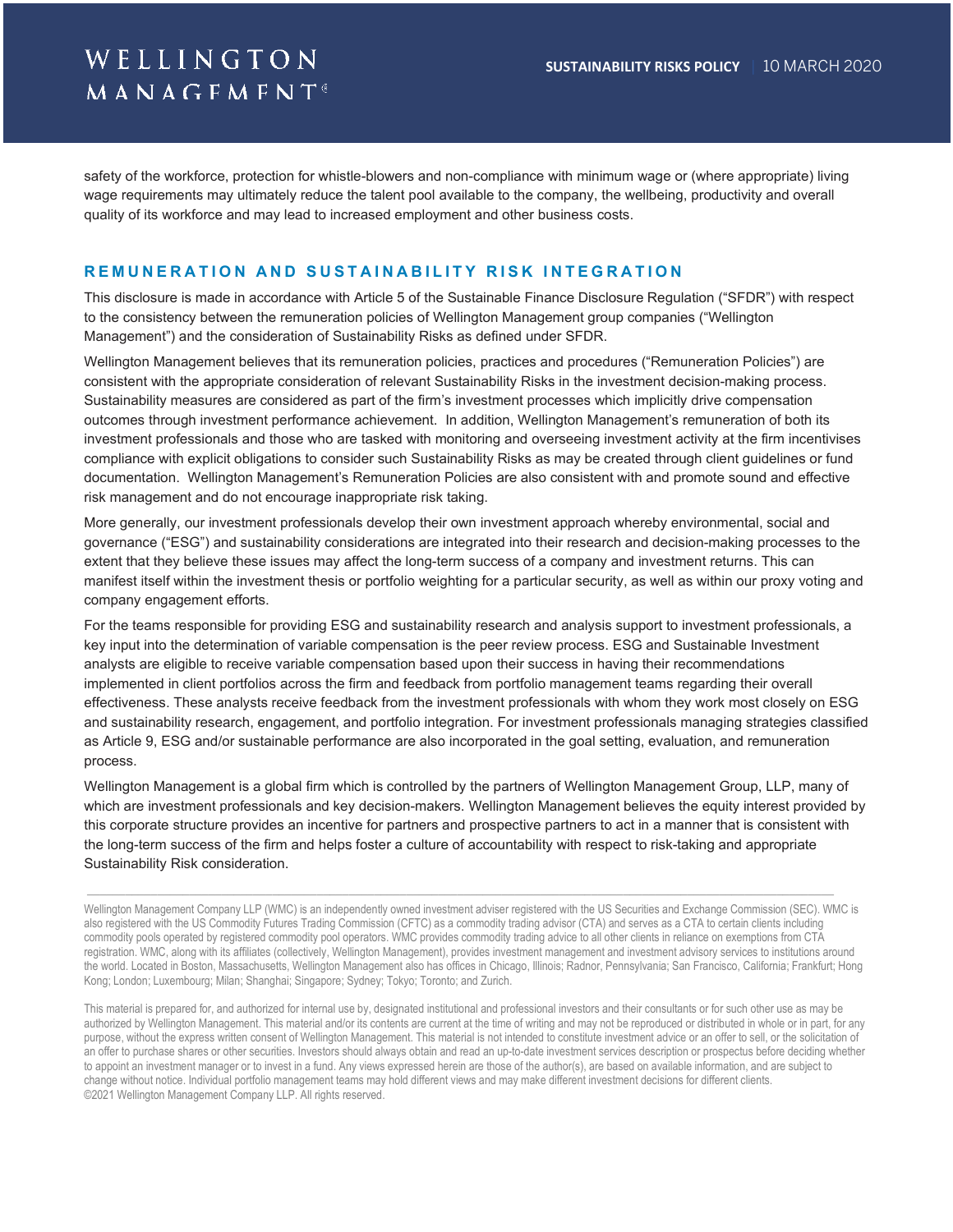safety of the workforce, protection for whistle-blowers and non-compliance with minimum wage or (where appropriate) living wage requirements may ultimately reduce the talent pool available to the company, the wellbeing, productivity and overall quality of its workforce and may lead to increased employment and other business costs.

## REMUNERATION AND SUSTAINABILITY RISK INTEGRATION

This disclosure is made in accordance with Article 5 of the Sustainable Finance Disclosure Regulation ("SFDR") with respect to the consistency between the remuneration policies of Wellington Management group companies ("Wellington Management") and the consideration of Sustainability Risks as defined under SFDR.

Wellington Management believes that its remuneration policies, practices and procedures ("Remuneration Policies") are consistent with the appropriate consideration of relevant Sustainability Risks in the investment decision-making process. Sustainability measures are considered as part of the firm's investment processes which implicitly drive compensation outcomes through investment performance achievement. In addition, Wellington Management's remuneration of both its investment professionals and those who are tasked with monitoring and overseeing investment activity at the firm incentivises compliance with explicit obligations to consider such Sustainability Risks as may be created through client guidelines or fund documentation. Wellington Management's Remuneration Policies are also consistent with and promote sound and effective risk management and do not encourage inappropriate risk taking.

More generally, our investment professionals develop their own investment approach whereby environmental, social and governance ("ESG") and sustainability considerations are integrated into their research and decision-making processes to the extent that they believe these issues may affect the long-term success of a company and investment returns. This can manifest itself within the investment thesis or portfolio weighting for a particular security, as well as within our proxy voting and company engagement efforts.

For the teams responsible for providing ESG and sustainability research and analysis support to investment professionals, a key input into the determination of variable compensation is the peer review process. ESG and Sustainable Investment analysts are eligible to receive variable compensation based upon their success in having their recommendations implemented in client portfolios across the firm and feedback from portfolio management teams regarding their overall effectiveness. These analysts receive feedback from the investment professionals with whom they work most closely on ESG and sustainability research, engagement, and portfolio integration. For investment professionals managing strategies classified as Article 9, ESG and/or sustainable performance are also incorporated in the goal setting, evaluation, and remuneration process.

Wellington Management is a global firm which is controlled by the partners of Wellington Management Group, LLP, many of which are investment professionals and key decision-makers. Wellington Management believes the equity interest provided by this corporate structure provides an incentive for partners and prospective partners to act in a manner that is consistent with the long-term success of the firm and helps foster a culture of accountability with respect to risk-taking and appropriate Sustainability Risk consideration.

---

Wellington Management Company LLP (WMC) is an independently owned investment adviser registered with the US Securities and Exchange Commission (SEC). WMC is also registered with the US Commodity Futures Trading Commission (CFTC) as a commodity trading advisor (CTA) and serves as a CTA to certain clients including commodity pools operated by registered commodity pool operators. WMC provides commodity trading advice to all other clients in reliance on exemptions from CTA registration. WMC, along with its affiliates (collectively, Wellington Management), provides investment management and investment advisory services to institutions around the world. Located in Boston, Massachusetts, Wellington Management also has offices in Chicago, Illinois; Radnor, Pennsylvania; San Francisco, California; Frankfurt; Hong Kong; London; Luxembourg; Milan; Shanghai; Singapore; Sydney; Tokyo; Toronto; and Zurich.

This material is prepared for, and authorized for internal use by, designated institutional and professional investors and their consultants or for such other use as may be authorized by Wellington Management. This material and/or its contents are current at the time of writing and may not be reproduced or distributed in whole or in part, for any purpose, without the express written consent of Wellington Management. This material is not intended to constitute investment advice or an offer to sell, or the solicitation of an offer to purchase shares or other securities. Investors should always obtain and read an up-to-date investment services description or prospectus before deciding whether to appoint an investment manager or to invest in a fund. Any views expressed herein are those of the author(s), are based on available information, and are subject to change without notice. Individual portfolio management teams may hold different views and may make different investment decisions for different clients.
©2021 Wellington Management Company LLP. All rights reserved.